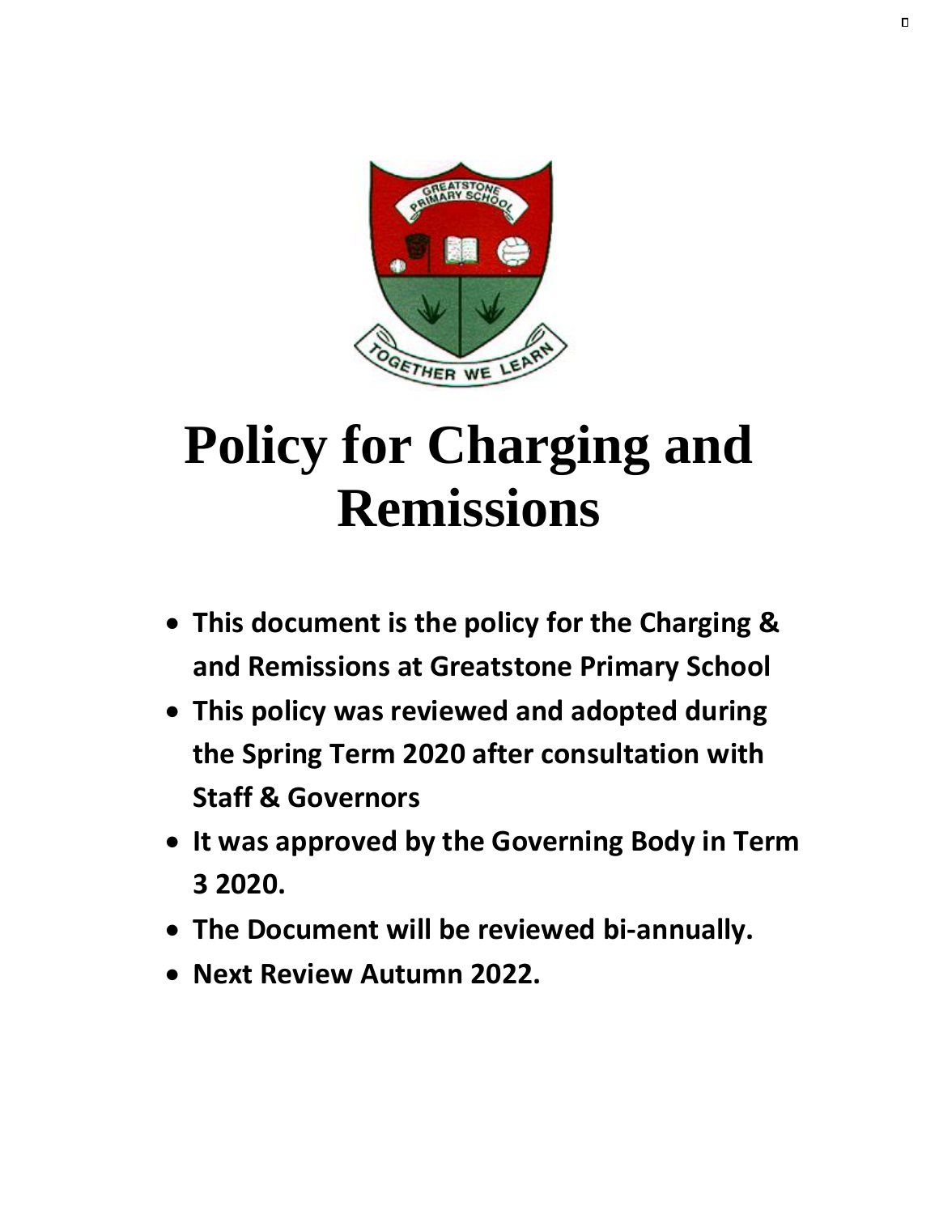# Policy for Charging and Remissions

- **This document is the policy for the Charging & and Remissions at Greatstone Primary School**
- **This policy was reviewed and adopted during the Spring Term 2020 after consultation with Staff & Governors**
- **It was approved by the Governing Body in Term 3 2020.**
- **The Document will be reviewed bi-annually.**
- **Next Review Autumn 2022.**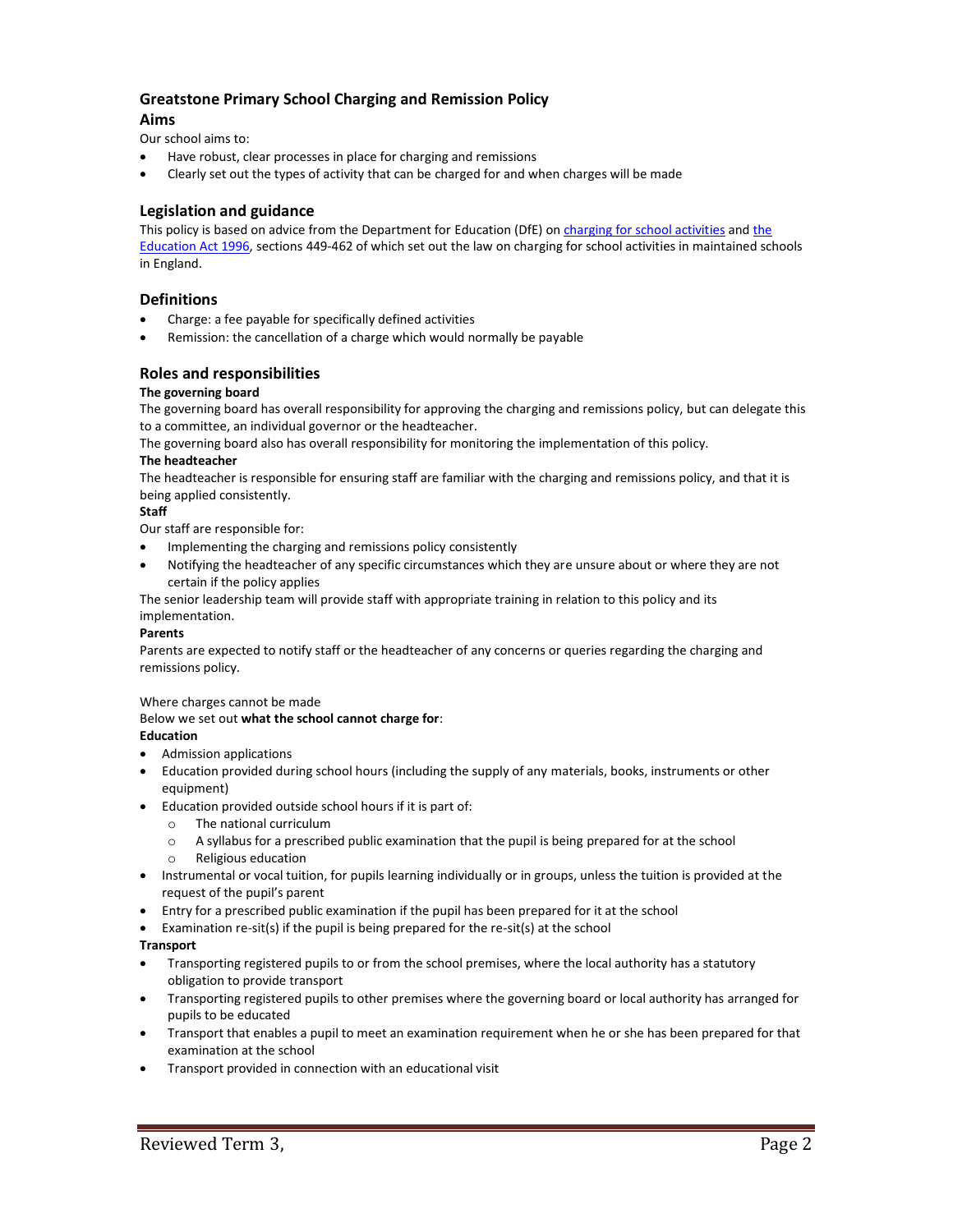# Greatstone Primary School Charging and Remission Policy

## Aims

Our school aims to:

- Have robust, clear processes in place for charging and remissions
- Clearly set out the types of activity that can be charged for and when charges will be made

## Legislation and guidance

This policy is based on advice from the Department for Education (DfE) on charging for school activities and the Education Act 1996, sections 449-462 of which set out the law on charging for school activities in maintained schools in England.

## Definitions

- Charge: a fee payable for specifically defined activities
- Remission: the cancellation of a charge which would normally be payable

## Roles and responsibilities

**The governing board**

The governing board has overall responsibility for approving the charging and remissions policy, but can delegate this to a committee, an individual governor or the headteacher.

The governing board also has overall responsibility for monitoring the implementation of this policy.

**The headteacher**

The headteacher is responsible for ensuring staff are familiar with the charging and remissions policy, and that it is being applied consistently.

**Staff**

Our staff are responsible for:

- Implementing the charging and remissions policy consistently
- Notifying the headteacher of any specific circumstances which they are unsure about or where they are not certain if the policy applies

The senior leadership team will provide staff with appropriate training in relation to this policy and its implementation.

**Parents**

Parents are expected to notify staff or the headteacher of any concerns or queries regarding the charging and remissions policy.

Where charges cannot be made

Below we set out **what the school cannot charge for**:

**Education**

- Admission applications
- Education provided during school hours (including the supply of any materials, books, instruments or other equipment)
- Education provided outside school hours if it is part of:
  - The national curriculum
  - A syllabus for a prescribed public examination that the pupil is being prepared for at the school
  - Religious education
- Instrumental or vocal tuition, for pupils learning individually or in groups, unless the tuition is provided at the request of the pupil's parent
- Entry for a prescribed public examination if the pupil has been prepared for it at the school
- Examination re-sit(s) if the pupil is being prepared for the re-sit(s) at the school

**Transport**

- Transporting registered pupils to or from the school premises, where the local authority has a statutory obligation to provide transport
- Transporting registered pupils to other premises where the governing board or local authority has arranged for pupils to be educated
- Transport that enables a pupil to meet an examination requirement when he or she has been prepared for that examination at the school
- Transport provided in connection with an educational visit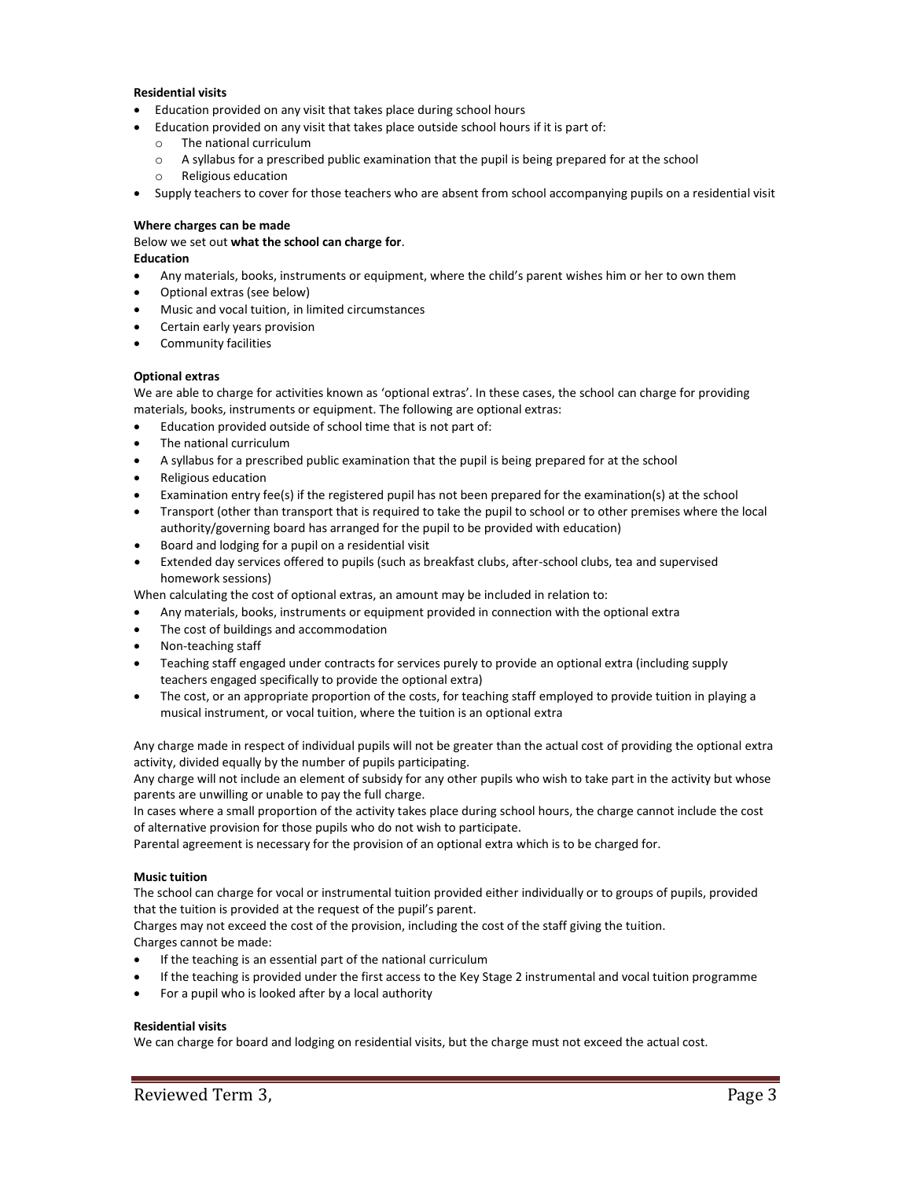**Residential visits**

- Education provided on any visit that takes place during school hours
- Education provided on any visit that takes place outside school hours if it is part of:
  - The national curriculum
  - A syllabus for a prescribed public examination that the pupil is being prepared for at the school
  - Religious education
- Supply teachers to cover for those teachers who are absent from school accompanying pupils on a residential visit

**Where charges can be made**

Below we set out **what the school can charge for**.

**Education**

- Any materials, books, instruments or equipment, where the child's parent wishes him or her to own them
- Optional extras (see below)
- Music and vocal tuition, in limited circumstances
- Certain early years provision
- Community facilities

**Optional extras**

We are able to charge for activities known as 'optional extras'. In these cases, the school can charge for providing materials, books, instruments or equipment. The following are optional extras:

- Education provided outside of school time that is not part of:
- The national curriculum
- A syllabus for a prescribed public examination that the pupil is being prepared for at the school
- Religious education
- Examination entry fee(s) if the registered pupil has not been prepared for the examination(s) at the school
- Transport (other than transport that is required to take the pupil to school or to other premises where the local authority/governing board has arranged for the pupil to be provided with education)
- Board and lodging for a pupil on a residential visit
- Extended day services offered to pupils (such as breakfast clubs, after-school clubs, tea and supervised homework sessions)

When calculating the cost of optional extras, an amount may be included in relation to:

- Any materials, books, instruments or equipment provided in connection with the optional extra
- The cost of buildings and accommodation
- Non-teaching staff
- Teaching staff engaged under contracts for services purely to provide an optional extra (including supply teachers engaged specifically to provide the optional extra)
- The cost, or an appropriate proportion of the costs, for teaching staff employed to provide tuition in playing a musical instrument, or vocal tuition, where the tuition is an optional extra

Any charge made in respect of individual pupils will not be greater than the actual cost of providing the optional extra activity, divided equally by the number of pupils participating.

Any charge will not include an element of subsidy for any other pupils who wish to take part in the activity but whose parents are unwilling or unable to pay the full charge.

In cases where a small proportion of the activity takes place during school hours, the charge cannot include the cost of alternative provision for those pupils who do not wish to participate.

Parental agreement is necessary for the provision of an optional extra which is to be charged for.

**Music tuition**

The school can charge for vocal or instrumental tuition provided either individually or to groups of pupils, provided that the tuition is provided at the request of the pupil's parent.

Charges may not exceed the cost of the provision, including the cost of the staff giving the tuition.

Charges cannot be made:

- If the teaching is an essential part of the national curriculum
- If the teaching is provided under the first access to the Key Stage 2 instrumental and vocal tuition programme
- For a pupil who is looked after by a local authority

**Residential visits**

We can charge for board and lodging on residential visits, but the charge must not exceed the actual cost.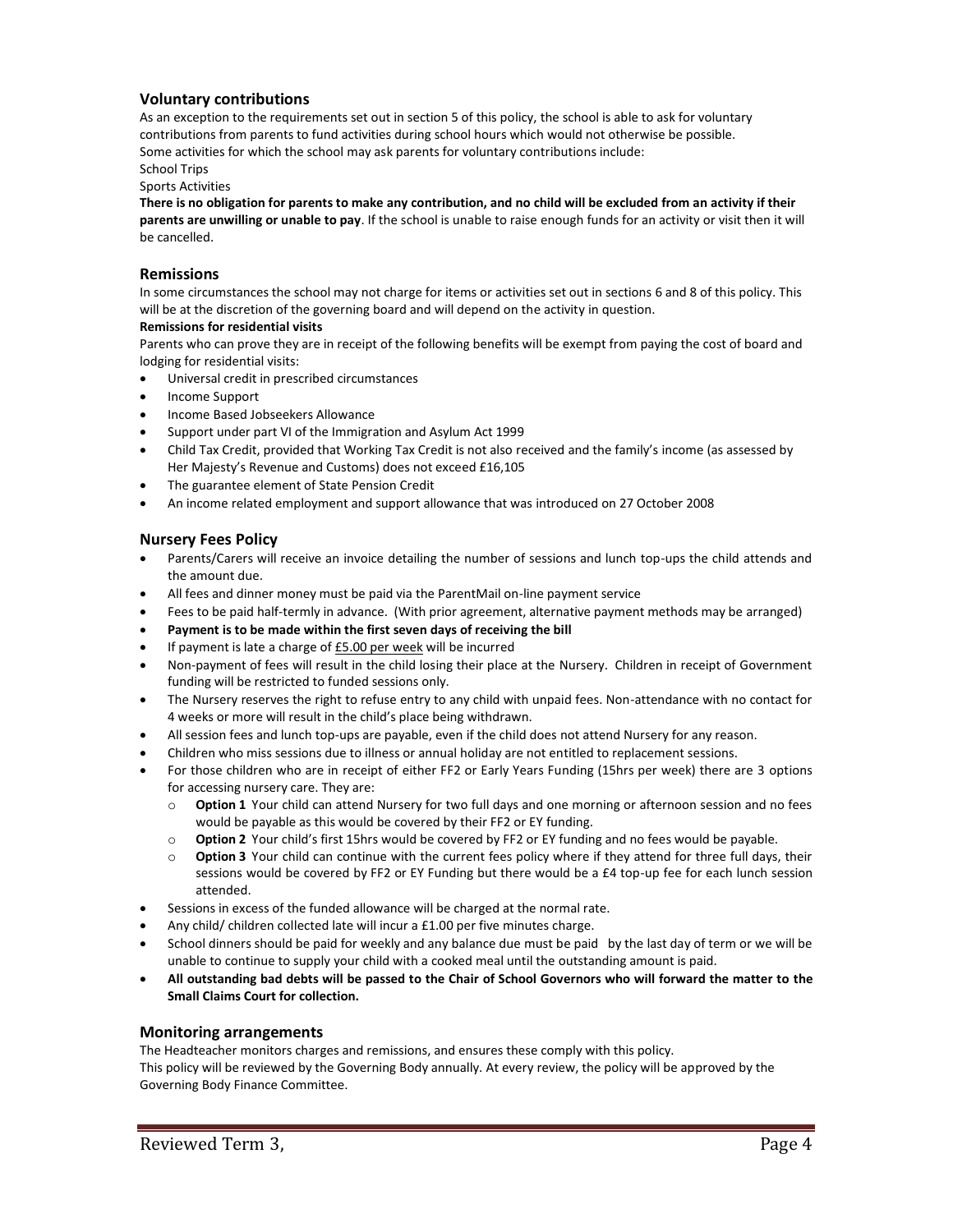## Voluntary contributions

As an exception to the requirements set out in section 5 of this policy, the school is able to ask for voluntary contributions from parents to fund activities during school hours which would not otherwise be possible.
Some activities for which the school may ask parents for voluntary contributions include:
School Trips
Sports Activities

**There is no obligation for parents to make any contribution, and no child will be excluded from an activity if their parents are unwilling or unable to pay**. If the school is unable to raise enough funds for an activity or visit then it will be cancelled.

## Remissions

In some circumstances the school may not charge for items or activities set out in sections 6 and 8 of this policy. This will be at the discretion of the governing board and will depend on the activity in question.

**Remissions for residential visits**

Parents who can prove they are in receipt of the following benefits will be exempt from paying the cost of board and lodging for residential visits:

- Universal credit in prescribed circumstances
- Income Support
- Income Based Jobseekers Allowance
- Support under part VI of the Immigration and Asylum Act 1999
- Child Tax Credit, provided that Working Tax Credit is not also received and the family's income (as assessed by Her Majesty's Revenue and Customs) does not exceed £16,105
- The guarantee element of State Pension Credit
- An income related employment and support allowance that was introduced on 27 October 2008

## Nursery Fees Policy

- Parents/Carers will receive an invoice detailing the number of sessions and lunch top-ups the child attends and the amount due.
- All fees and dinner money must be paid via the ParentMail on-line payment service
- Fees to be paid half-termly in advance. (With prior agreement, alternative payment methods may be arranged)
- **Payment is to be made within the first seven days of receiving the bill**
- If payment is late a charge of £5.00 per week will be incurred
- Non-payment of fees will result in the child losing their place at the Nursery. Children in receipt of Government funding will be restricted to funded sessions only.
- The Nursery reserves the right to refuse entry to any child with unpaid fees. Non-attendance with no contact for 4 weeks or more will result in the child's place being withdrawn.
- All session fees and lunch top-ups are payable, even if the child does not attend Nursery for any reason.
- Children who miss sessions due to illness or annual holiday are not entitled to replacement sessions.
- For those children who are in receipt of either FF2 or Early Years Funding (15hrs per week) there are 3 options for accessing nursery care. They are:
  - **Option 1** Your child can attend Nursery for two full days and one morning or afternoon session and no fees would be payable as this would be covered by their FF2 or EY funding.
  - **Option 2** Your child's first 15hrs would be covered by FF2 or EY funding and no fees would be payable.
  - **Option 3** Your child can continue with the current fees policy where if they attend for three full days, their sessions would be covered by FF2 or EY Funding but there would be a £4 top-up fee for each lunch session attended.
- Sessions in excess of the funded allowance will be charged at the normal rate.
- Any child/ children collected late will incur a £1.00 per five minutes charge.
- School dinners should be paid for weekly and any balance due must be paid by the last day of term or we will be unable to continue to supply your child with a cooked meal until the outstanding amount is paid.
- **All outstanding bad debts will be passed to the Chair of School Governors who will forward the matter to the Small Claims Court for collection.**

## Monitoring arrangements

The Headteacher monitors charges and remissions, and ensures these comply with this policy.
This policy will be reviewed by the Governing Body annually. At every review, the policy will be approved by the Governing Body Finance Committee.

Reviewed Term 3,